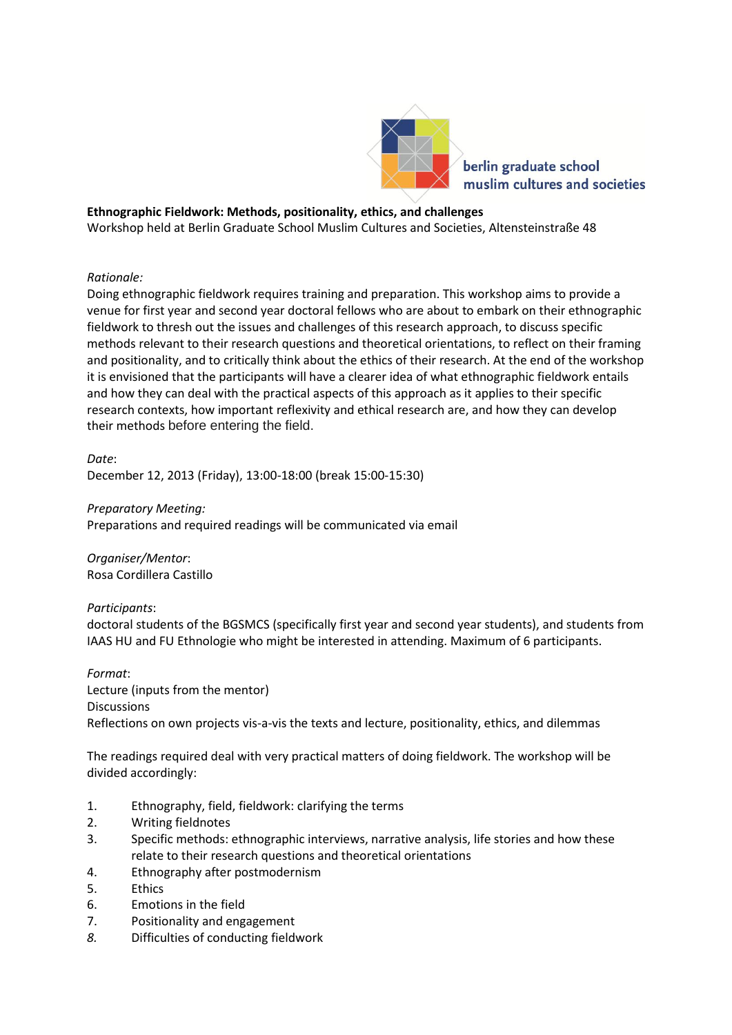berlin graduate school
muslim cultures and societies

**Ethnographic Fieldwork: Methods, positionality, ethics, and challenges**
Workshop held at Berlin Graduate School Muslim Cultures and Societies, Altensteinstraße 48

*Rationale:*
Doing ethnographic fieldwork requires training and preparation. This workshop aims to provide a venue for first year and second year doctoral fellows who are about to embark on their ethnographic fieldwork to thresh out the issues and challenges of this research approach, to discuss specific methods relevant to their research questions and theoretical orientations, to reflect on their framing and positionality, and to critically think about the ethics of their research. At the end of the workshop it is envisioned that the participants will have a clearer idea of what ethnographic fieldwork entails and how they can deal with the practical aspects of this approach as it applies to their specific research contexts, how important reflexivity and ethical research are, and how they can develop their methods before entering the field.

*Date*:
December 12, 2013 (Friday), 13:00-18:00 (break 15:00-15:30)

*Preparatory Meeting:*
Preparations and required readings will be communicated via email

*Organiser/Mentor*:
Rosa Cordillera Castillo

*Participants*:
doctoral students of the BGSMCS (specifically first year and second year students), and students from IAAS HU and FU Ethnologie who might be interested in attending. Maximum of 6 participants.

*Format*:
Lecture (inputs from the mentor)
Discussions
Reflections on own projects vis-a-vis the texts and lecture, positionality, ethics, and dilemmas

The readings required deal with very practical matters of doing fieldwork. The workshop will be divided accordingly:

1. Ethnography, field, fieldwork: clarifying the terms
2. Writing fieldnotes
3. Specific methods: ethnographic interviews, narrative analysis, life stories and how these relate to their research questions and theoretical orientations
4. Ethnography after postmodernism
5. Ethics
6. Emotions in the field
7. Positionality and engagement
8. Difficulties of conducting fieldwork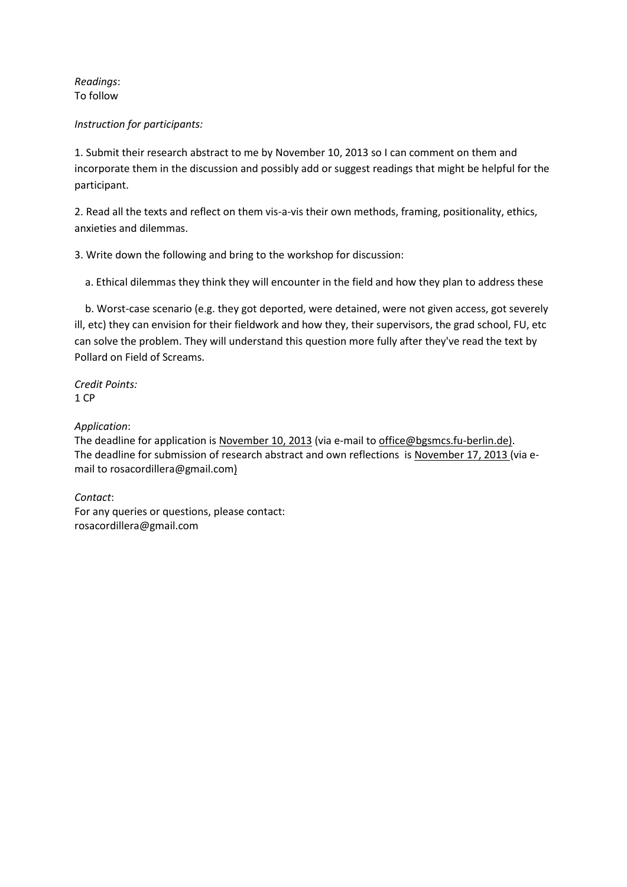*Readings*:
To follow

*Instruction for participants:*

1. Submit their research abstract to me by November 10, 2013 so I can comment on them and incorporate them in the discussion and possibly add or suggest readings that might be helpful for the participant.

2. Read all the texts and reflect on them vis-a-vis their own methods, framing, positionality, ethics, anxieties and dilemmas.

3. Write down the following and bring to the workshop for discussion:

   a. Ethical dilemmas they think they will encounter in the field and how they plan to address these

   b. Worst-case scenario (e.g. they got deported, were detained, were not given access, got severely ill, etc) they can envision for their fieldwork and how they, their supervisors, the grad school, FU, etc can solve the problem. They will understand this question more fully after they've read the text by Pollard on Field of Screams.

*Credit Points:*
1 CP

*Application*:
The deadline for application is November 10, 2013 (via e-mail to office@bgsmcs.fu-berlin.de).
The deadline for submission of research abstract and own reflections is November 17, 2013 (via e-mail to rosacordillera@gmail.com)

*Contact*:
For any queries or questions, please contact:
rosacordillera@gmail.com